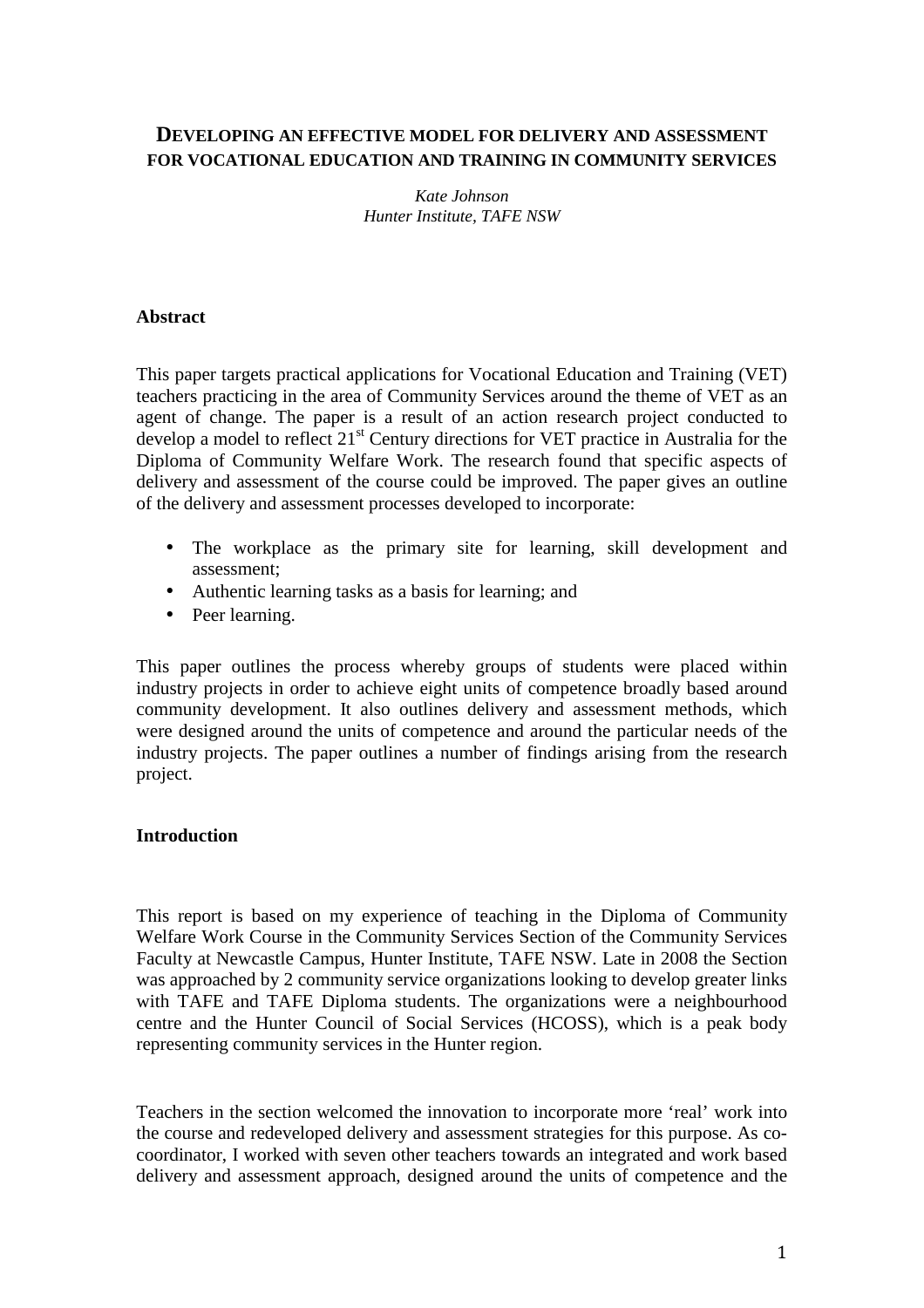# DEVELOPING AN EFFECTIVE MODEL FOR DELIVERY AND ASSESSMENT FOR VOCATIONAL EDUCATION AND TRAINING IN COMMUNITY SERVICES

*Kate Johnson*
*Hunter Institute, TAFE NSW*

## Abstract

This paper targets practical applications for Vocational Education and Training (VET) teachers practicing in the area of Community Services around the theme of VET as an agent of change. The paper is a result of an action research project conducted to develop a model to reflect 21st Century directions for VET practice in Australia for the Diploma of Community Welfare Work. The research found that specific aspects of delivery and assessment of the course could be improved. The paper gives an outline of the delivery and assessment processes developed to incorporate:

- The workplace as the primary site for learning, skill development and assessment;
- Authentic learning tasks as a basis for learning; and
- Peer learning.

This paper outlines the process whereby groups of students were placed within industry projects in order to achieve eight units of competence broadly based around community development. It also outlines delivery and assessment methods, which were designed around the units of competence and around the particular needs of the industry projects. The paper outlines a number of findings arising from the research project.

## Introduction

This report is based on my experience of teaching in the Diploma of Community Welfare Work Course in the Community Services Section of the Community Services Faculty at Newcastle Campus, Hunter Institute, TAFE NSW. Late in 2008 the Section was approached by 2 community service organizations looking to develop greater links with TAFE and TAFE Diploma students. The organizations were a neighbourhood centre and the Hunter Council of Social Services (HCOSS), which is a peak body representing community services in the Hunter region.

Teachers in the section welcomed the innovation to incorporate more 'real' work into the course and redeveloped delivery and assessment strategies for this purpose. As co-coordinator, I worked with seven other teachers towards an integrated and work based delivery and assessment approach, designed around the units of competence and the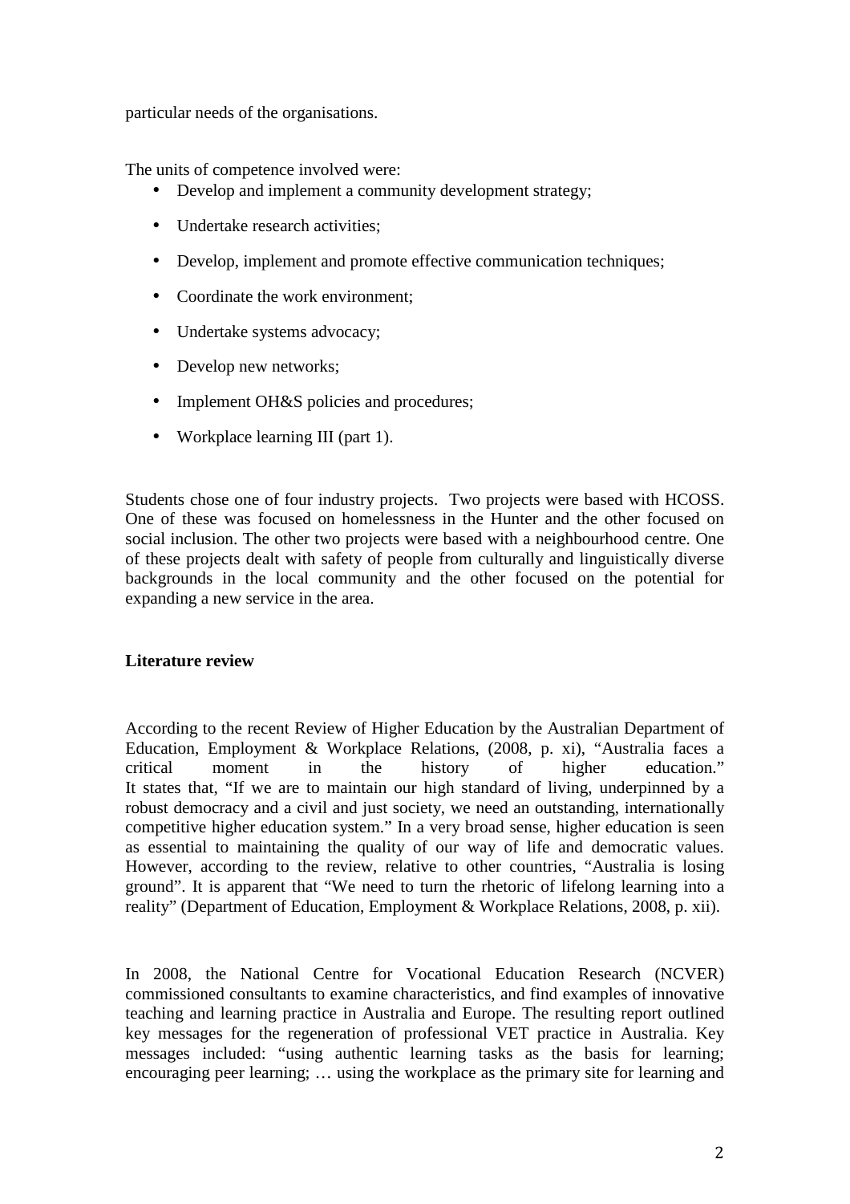particular needs of the organisations.

The units of competence involved were:

- Develop and implement a community development strategy;
- Undertake research activities;
- Develop, implement and promote effective communication techniques;
- Coordinate the work environment;
- Undertake systems advocacy;
- Develop new networks;
- Implement OH&S policies and procedures;
- Workplace learning III (part 1).

Students chose one of four industry projects. Two projects were based with HCOSS. One of these was focused on homelessness in the Hunter and the other focused on social inclusion. The other two projects were based with a neighbourhood centre. One of these projects dealt with safety of people from culturally and linguistically diverse backgrounds in the local community and the other focused on the potential for expanding a new service in the area.

**Literature review**

According to the recent Review of Higher Education by the Australian Department of Education, Employment & Workplace Relations, (2008, p. xi), "Australia faces a critical moment in the history of higher education." It states that, "If we are to maintain our high standard of living, underpinned by a robust democracy and a civil and just society, we need an outstanding, internationally competitive higher education system." In a very broad sense, higher education is seen as essential to maintaining the quality of our way of life and democratic values. However, according to the review, relative to other countries, "Australia is losing ground". It is apparent that "We need to turn the rhetoric of lifelong learning into a reality" (Department of Education, Employment & Workplace Relations, 2008, p. xii).

In 2008, the National Centre for Vocational Education Research (NCVER) commissioned consultants to examine characteristics, and find examples of innovative teaching and learning practice in Australia and Europe. The resulting report outlined key messages for the regeneration of professional VET practice in Australia. Key messages included: "using authentic learning tasks as the basis for learning; encouraging peer learning; … using the workplace as the primary site for learning and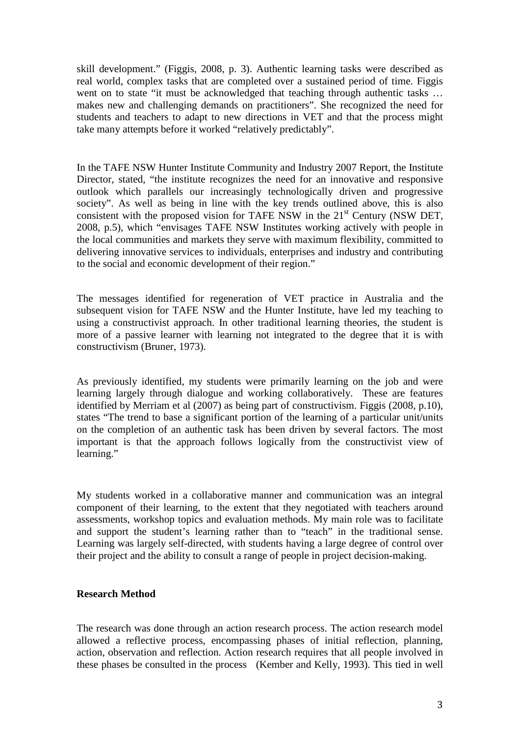skill development." (Figgis, 2008, p. 3). Authentic learning tasks were described as real world, complex tasks that are completed over a sustained period of time. Figgis went on to state "it must be acknowledged that teaching through authentic tasks … makes new and challenging demands on practitioners". She recognized the need for students and teachers to adapt to new directions in VET and that the process might take many attempts before it worked "relatively predictably".

In the TAFE NSW Hunter Institute Community and Industry 2007 Report, the Institute Director, stated, "the institute recognizes the need for an innovative and responsive outlook which parallels our increasingly technologically driven and progressive society". As well as being in line with the key trends outlined above, this is also consistent with the proposed vision for TAFE NSW in the 21st Century (NSW DET, 2008, p.5), which "envisages TAFE NSW Institutes working actively with people in the local communities and markets they serve with maximum flexibility, committed to delivering innovative services to individuals, enterprises and industry and contributing to the social and economic development of their region."

The messages identified for regeneration of VET practice in Australia and the subsequent vision for TAFE NSW and the Hunter Institute, have led my teaching to using a constructivist approach. In other traditional learning theories, the student is more of a passive learner with learning not integrated to the degree that it is with constructivism (Bruner, 1973).

As previously identified, my students were primarily learning on the job and were learning largely through dialogue and working collaboratively. These are features identified by Merriam et al (2007) as being part of constructivism. Figgis (2008, p.10), states "The trend to base a significant portion of the learning of a particular unit/units on the completion of an authentic task has been driven by several factors. The most important is that the approach follows logically from the constructivist view of learning."

My students worked in a collaborative manner and communication was an integral component of their learning, to the extent that they negotiated with teachers around assessments, workshop topics and evaluation methods. My main role was to facilitate and support the student's learning rather than to "teach" in the traditional sense. Learning was largely self-directed, with students having a large degree of control over their project and the ability to consult a range of people in project decision-making.

**Research Method**

The research was done through an action research process. The action research model allowed a reflective process, encompassing phases of initial reflection, planning, action, observation and reflection. Action research requires that all people involved in these phases be consulted in the process (Kember and Kelly, 1993). This tied in well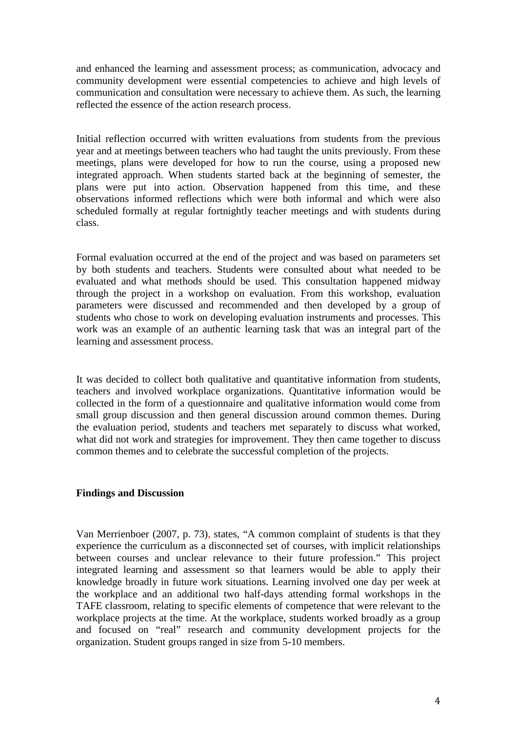and enhanced the learning and assessment process; as communication, advocacy and community development were essential competencies to achieve and high levels of communication and consultation were necessary to achieve them. As such, the learning reflected the essence of the action research process.

Initial reflection occurred with written evaluations from students from the previous year and at meetings between teachers who had taught the units previously. From these meetings, plans were developed for how to run the course, using a proposed new integrated approach. When students started back at the beginning of semester, the plans were put into action. Observation happened from this time, and these observations informed reflections which were both informal and which were also scheduled formally at regular fortnightly teacher meetings and with students during class.

Formal evaluation occurred at the end of the project and was based on parameters set by both students and teachers. Students were consulted about what needed to be evaluated and what methods should be used. This consultation happened midway through the project in a workshop on evaluation. From this workshop, evaluation parameters were discussed and recommended and then developed by a group of students who chose to work on developing evaluation instruments and processes. This work was an example of an authentic learning task that was an integral part of the learning and assessment process.

It was decided to collect both qualitative and quantitative information from students, teachers and involved workplace organizations. Quantitative information would be collected in the form of a questionnaire and qualitative information would come from small group discussion and then general discussion around common themes. During the evaluation period, students and teachers met separately to discuss what worked, what did not work and strategies for improvement. They then came together to discuss common themes and to celebrate the successful completion of the projects.

**Findings and Discussion**

Van Merrienboer (2007, p. 73), states, "A common complaint of students is that they experience the curriculum as a disconnected set of courses, with implicit relationships between courses and unclear relevance to their future profession." This project integrated learning and assessment so that learners would be able to apply their knowledge broadly in future work situations. Learning involved one day per week at the workplace and an additional two half-days attending formal workshops in the TAFE classroom, relating to specific elements of competence that were relevant to the workplace projects at the time. At the workplace, students worked broadly as a group and focused on "real" research and community development projects for the organization. Student groups ranged in size from 5-10 members.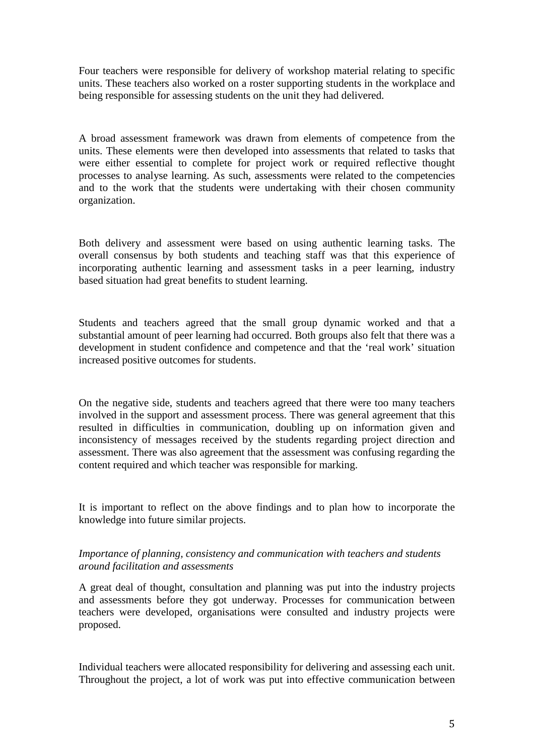Four teachers were responsible for delivery of workshop material relating to specific units. These teachers also worked on a roster supporting students in the workplace and being responsible for assessing students on the unit they had delivered.

A broad assessment framework was drawn from elements of competence from the units. These elements were then developed into assessments that related to tasks that were either essential to complete for project work or required reflective thought processes to analyse learning. As such, assessments were related to the competencies and to the work that the students were undertaking with their chosen community organization.

Both delivery and assessment were based on using authentic learning tasks. The overall consensus by both students and teaching staff was that this experience of incorporating authentic learning and assessment tasks in a peer learning, industry based situation had great benefits to student learning.

Students and teachers agreed that the small group dynamic worked and that a substantial amount of peer learning had occurred. Both groups also felt that there was a development in student confidence and competence and that the 'real work' situation increased positive outcomes for students.

On the negative side, students and teachers agreed that there were too many teachers involved in the support and assessment process. There was general agreement that this resulted in difficulties in communication, doubling up on information given and inconsistency of messages received by the students regarding project direction and assessment. There was also agreement that the assessment was confusing regarding the content required and which teacher was responsible for marking.

It is important to reflect on the above findings and to plan how to incorporate the knowledge into future similar projects.

*Importance of planning, consistency and communication with teachers and students around facilitation and assessments*

A great deal of thought, consultation and planning was put into the industry projects and assessments before they got underway. Processes for communication between teachers were developed, organisations were consulted and industry projects were proposed.

Individual teachers were allocated responsibility for delivering and assessing each unit. Throughout the project, a lot of work was put into effective communication between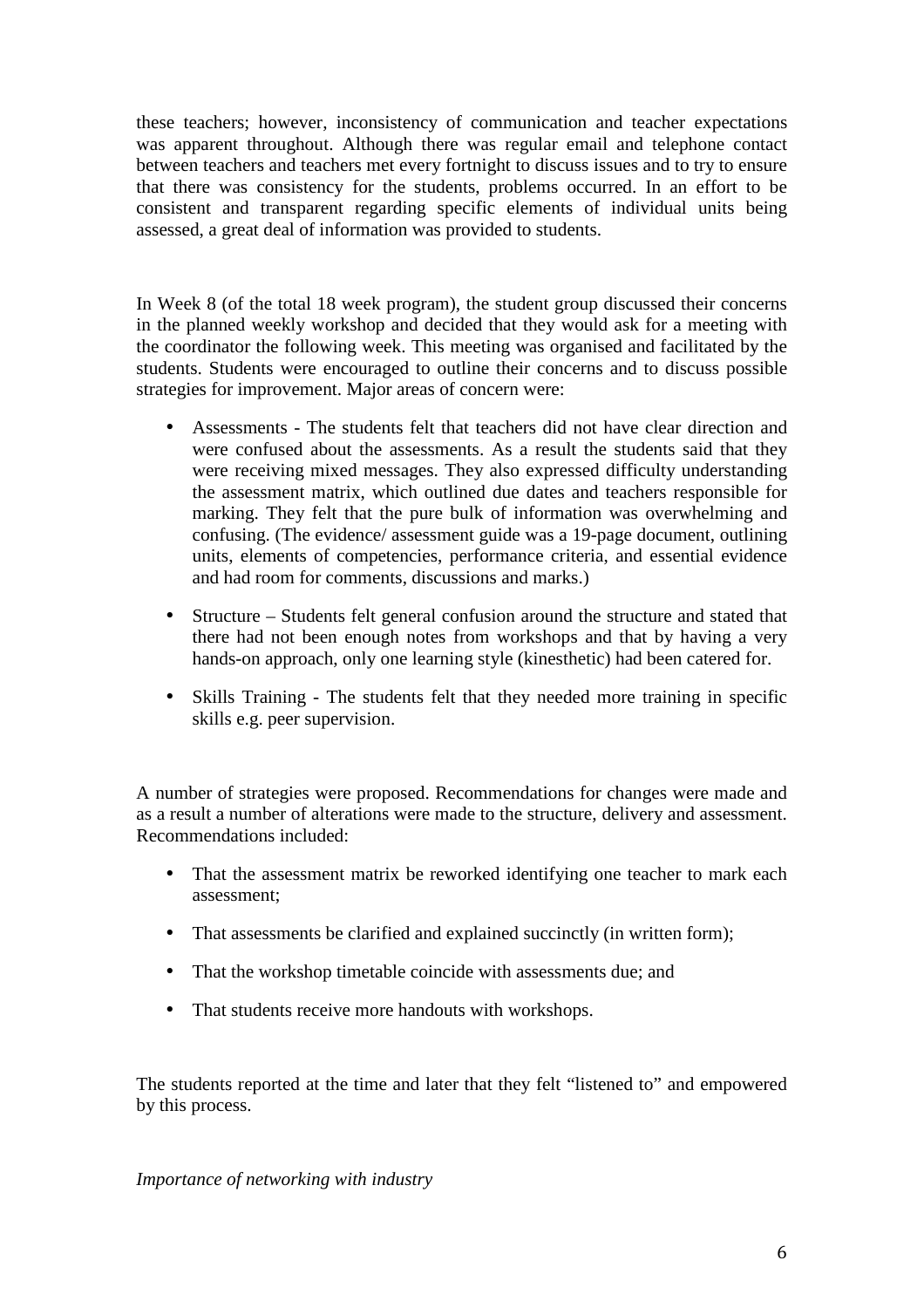these teachers; however, inconsistency of communication and teacher expectations was apparent throughout. Although there was regular email and telephone contact between teachers and teachers met every fortnight to discuss issues and to try to ensure that there was consistency for the students, problems occurred. In an effort to be consistent and transparent regarding specific elements of individual units being assessed, a great deal of information was provided to students.

In Week 8 (of the total 18 week program), the student group discussed their concerns in the planned weekly workshop and decided that they would ask for a meeting with the coordinator the following week. This meeting was organised and facilitated by the students. Students were encouraged to outline their concerns and to discuss possible strategies for improvement. Major areas of concern were:

- Assessments - The students felt that teachers did not have clear direction and were confused about the assessments. As a result the students said that they were receiving mixed messages. They also expressed difficulty understanding the assessment matrix, which outlined due dates and teachers responsible for marking. They felt that the pure bulk of information was overwhelming and confusing. (The evidence/ assessment guide was a 19-page document, outlining units, elements of competencies, performance criteria, and essential evidence and had room for comments, discussions and marks.)

- Structure – Students felt general confusion around the structure and stated that there had not been enough notes from workshops and that by having a very hands-on approach, only one learning style (kinesthetic) had been catered for.

- Skills Training - The students felt that they needed more training in specific skills e.g. peer supervision.

A number of strategies were proposed. Recommendations for changes were made and as a result a number of alterations were made to the structure, delivery and assessment. Recommendations included:

- That the assessment matrix be reworked identifying one teacher to mark each assessment;

- That assessments be clarified and explained succinctly (in written form);

- That the workshop timetable coincide with assessments due; and

- That students receive more handouts with workshops.

The students reported at the time and later that they felt "listened to" and empowered by this process.

*Importance of networking with industry*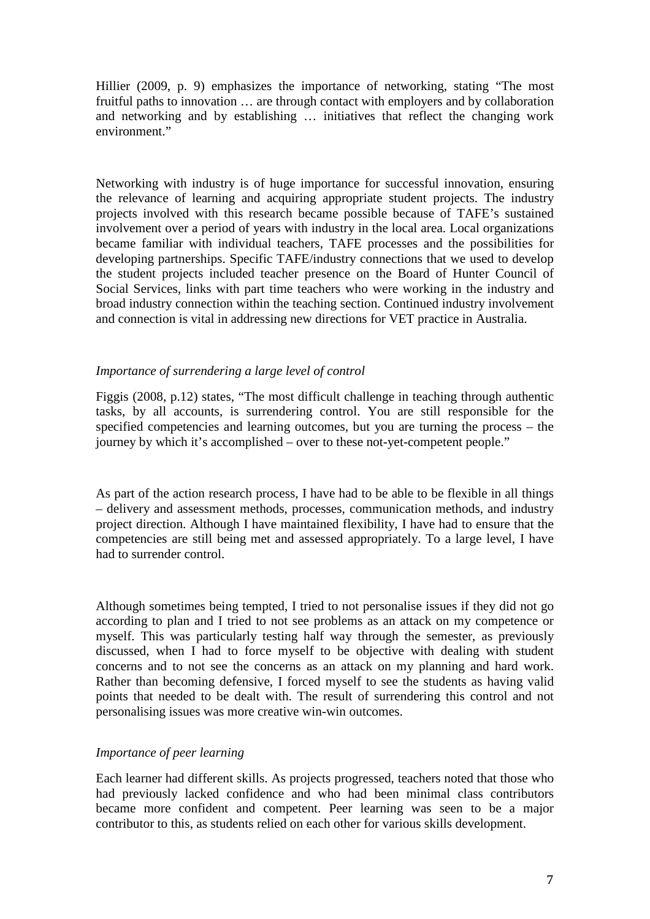Hillier (2009, p. 9) emphasizes the importance of networking, stating "The most fruitful paths to innovation … are through contact with employers and by collaboration and networking and by establishing … initiatives that reflect the changing work environment."

Networking with industry is of huge importance for successful innovation, ensuring the relevance of learning and acquiring appropriate student projects. The industry projects involved with this research became possible because of TAFE's sustained involvement over a period of years with industry in the local area. Local organizations became familiar with individual teachers, TAFE processes and the possibilities for developing partnerships. Specific TAFE/industry connections that we used to develop the student projects included teacher presence on the Board of Hunter Council of Social Services, links with part time teachers who were working in the industry and broad industry connection within the teaching section. Continued industry involvement and connection is vital in addressing new directions for VET practice in Australia.

*Importance of surrendering a large level of control*

Figgis (2008, p.12) states, "The most difficult challenge in teaching through authentic tasks, by all accounts, is surrendering control. You are still responsible for the specified competencies and learning outcomes, but you are turning the process – the journey by which it's accomplished – over to these not-yet-competent people."

As part of the action research process, I have had to be able to be flexible in all things – delivery and assessment methods, processes, communication methods, and industry project direction. Although I have maintained flexibility, I have had to ensure that the competencies are still being met and assessed appropriately. To a large level, I have had to surrender control.

Although sometimes being tempted, I tried to not personalise issues if they did not go according to plan and I tried to not see problems as an attack on my competence or myself. This was particularly testing half way through the semester, as previously discussed, when I had to force myself to be objective with dealing with student concerns and to not see the concerns as an attack on my planning and hard work. Rather than becoming defensive, I forced myself to see the students as having valid points that needed to be dealt with. The result of surrendering this control and not personalising issues was more creative win-win outcomes.

*Importance of peer learning*

Each learner had different skills. As projects progressed, teachers noted that those who had previously lacked confidence and who had been minimal class contributors became more confident and competent. Peer learning was seen to be a major contributor to this, as students relied on each other for various skills development.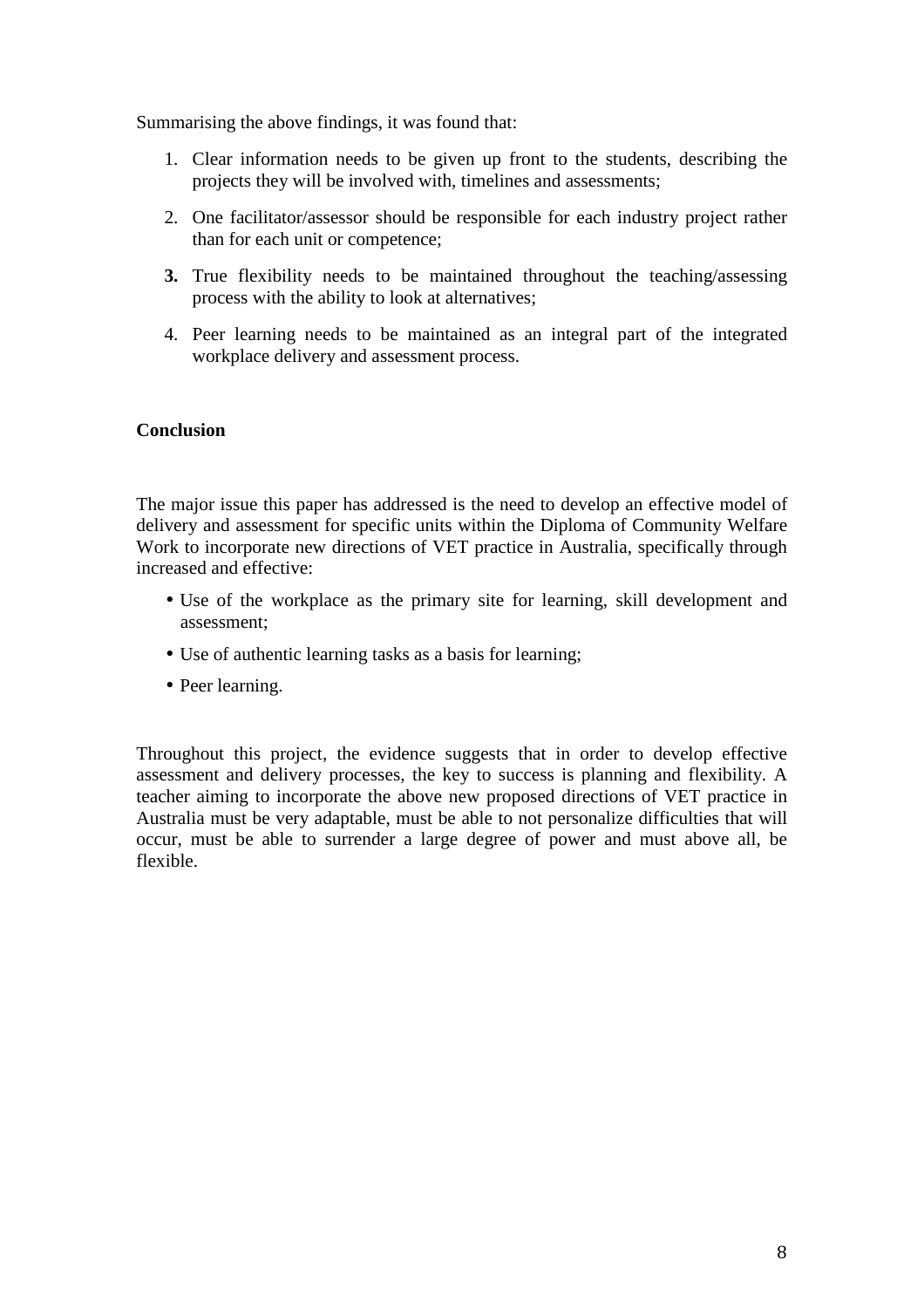Summarising the above findings, it was found that:

1. Clear information needs to be given up front to the students, describing the projects they will be involved with, timelines and assessments;
2. One facilitator/assessor should be responsible for each industry project rather than for each unit or competence;
3. True flexibility needs to be maintained throughout the teaching/assessing process with the ability to look at alternatives;
4. Peer learning needs to be maintained as an integral part of the integrated workplace delivery and assessment process.

**Conclusion**

The major issue this paper has addressed is the need to develop an effective model of delivery and assessment for specific units within the Diploma of Community Welfare Work to incorporate new directions of VET practice in Australia, specifically through increased and effective:

- Use of the workplace as the primary site for learning, skill development and assessment;
- Use of authentic learning tasks as a basis for learning;
- Peer learning.

Throughout this project, the evidence suggests that in order to develop effective assessment and delivery processes, the key to success is planning and flexibility. A teacher aiming to incorporate the above new proposed directions of VET practice in Australia must be very adaptable, must be able to not personalize difficulties that will occur, must be able to surrender a large degree of power and must above all, be flexible.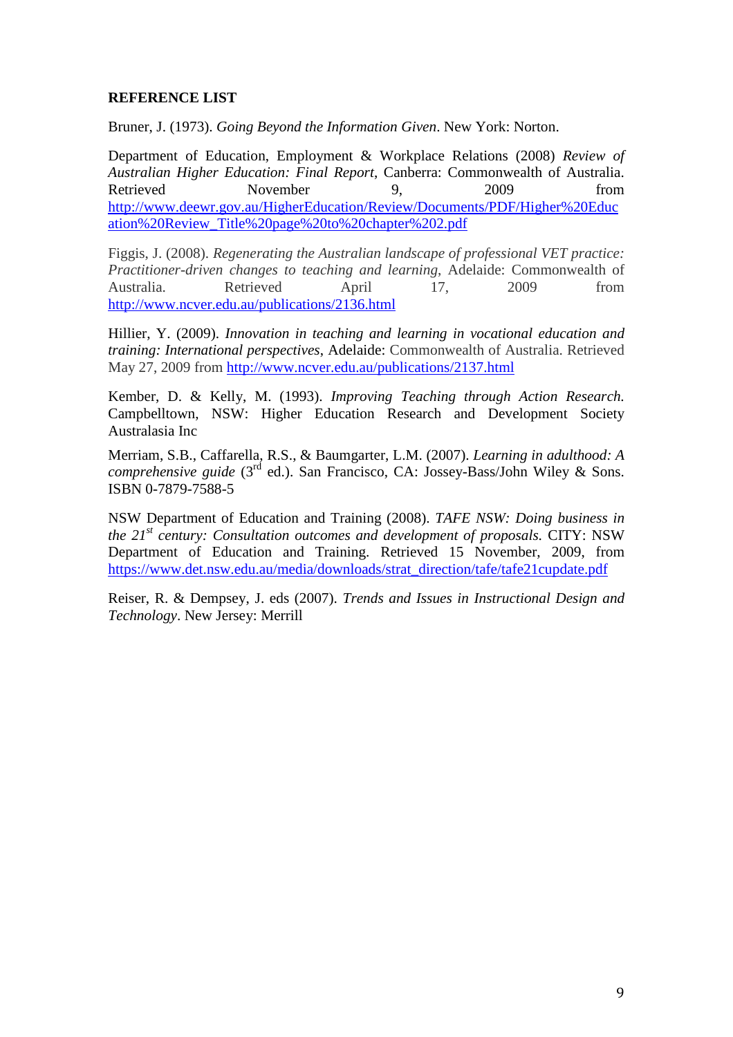**REFERENCE LIST**

Bruner, J. (1973). *Going Beyond the Information Given*. New York: Norton.

Department of Education, Employment & Workplace Relations (2008) *Review of Australian Higher Education: Final Report*, Canberra: Commonwealth of Australia. Retrieved November 9, 2009 from http://www.deewr.gov.au/HigherEducation/Review/Documents/PDF/Higher%20Education%20Review_Title%20page%20to%20chapter%202.pdf

Figgis, J. (2008). *Regenerating the Australian landscape of professional VET practice: Practitioner-driven changes to teaching and learning*, Adelaide: Commonwealth of Australia. Retrieved April 17, 2009 from http://www.ncver.edu.au/publications/2136.html

Hillier, Y. (2009). *Innovation in teaching and learning in vocational education and training: International perspectives*, Adelaide: Commonwealth of Australia. Retrieved May 27, 2009 from http://www.ncver.edu.au/publications/2137.html

Kember, D. & Kelly, M. (1993). *Improving Teaching through Action Research.* Campbelltown, NSW: Higher Education Research and Development Society Australasia Inc

Merriam, S.B., Caffarella, R.S., & Baumgarter, L.M. (2007). *Learning in adulthood: A comprehensive guide* (3rd ed.). San Francisco, CA: Jossey-Bass/John Wiley & Sons. ISBN 0-7879-7588-5

NSW Department of Education and Training (2008). *TAFE NSW: Doing business in the 21st century: Consultation outcomes and development of proposals.* CITY: NSW Department of Education and Training. Retrieved 15 November, 2009, from https://www.det.nsw.edu.au/media/downloads/strat_direction/tafe/tafe21cupdate.pdf

Reiser, R. & Dempsey, J. eds (2007). *Trends and Issues in Instructional Design and Technology*. New Jersey: Merrill